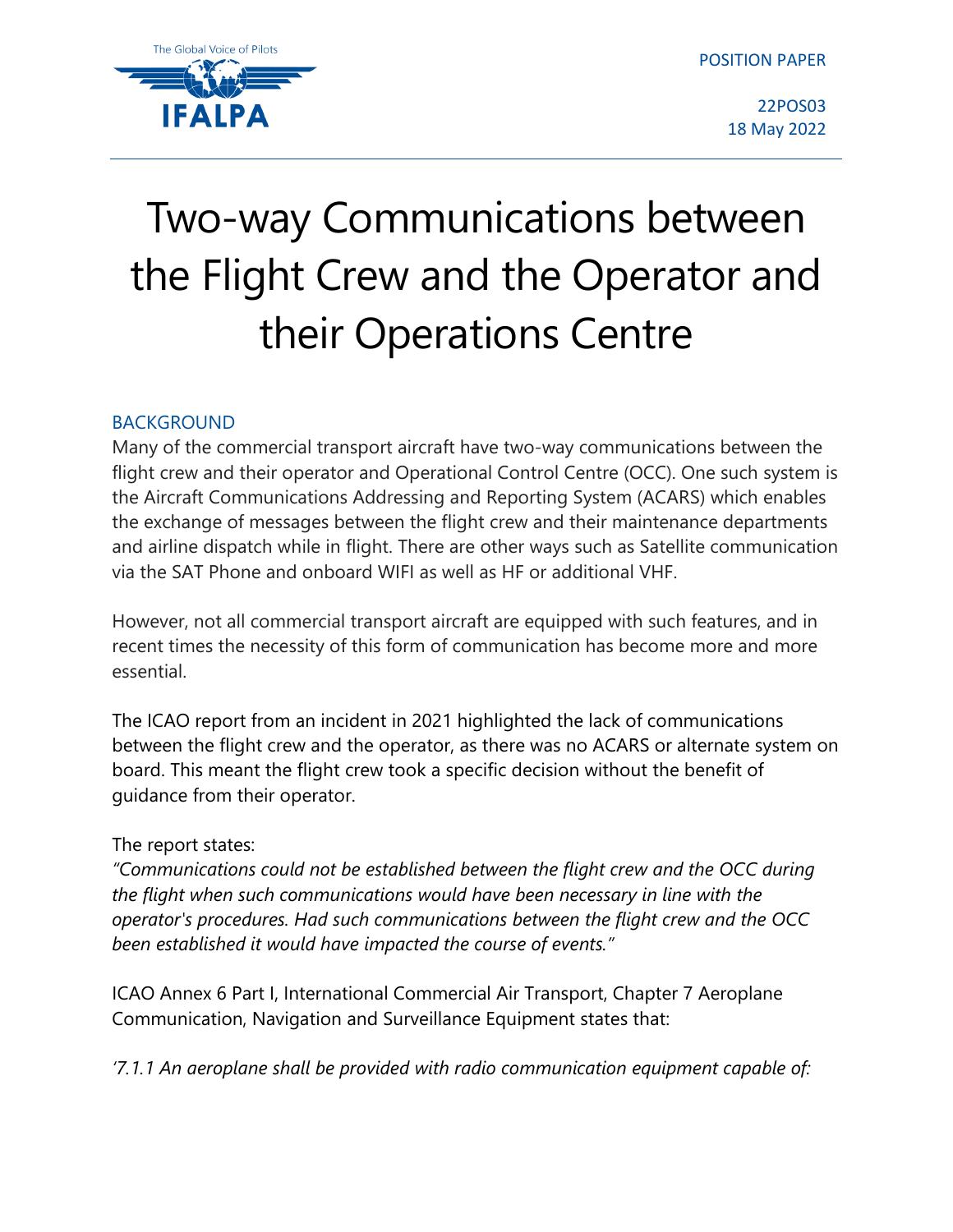POSITION PAPER

22POS03
18 May 2022

# Two-way Communications between the Flight Crew and the Operator and their Operations Centre

## BACKGROUND

Many of the commercial transport aircraft have two-way communications between the flight crew and their operator and Operational Control Centre (OCC). One such system is the Aircraft Communications Addressing and Reporting System (ACARS) which enables the exchange of messages between the flight crew and their maintenance departments and airline dispatch while in flight. There are other ways such as Satellite communication via the SAT Phone and onboard WIFI as well as HF or additional VHF.

However, not all commercial transport aircraft are equipped with such features, and in recent times the necessity of this form of communication has become more and more essential.

The ICAO report from an incident in 2021 highlighted the lack of communications between the flight crew and the operator, as there was no ACARS or alternate system on board. This meant the flight crew took a specific decision without the benefit of guidance from their operator.

The report states:
*"Communications could not be established between the flight crew and the OCC during the flight when such communications would have been necessary in line with the operator's procedures. Had such communications between the flight crew and the OCC been established it would have impacted the course of events."*

ICAO Annex 6 Part I, International Commercial Air Transport, Chapter 7 Aeroplane Communication, Navigation and Surveillance Equipment states that:

*'7.1.1 An aeroplane shall be provided with radio communication equipment capable of:*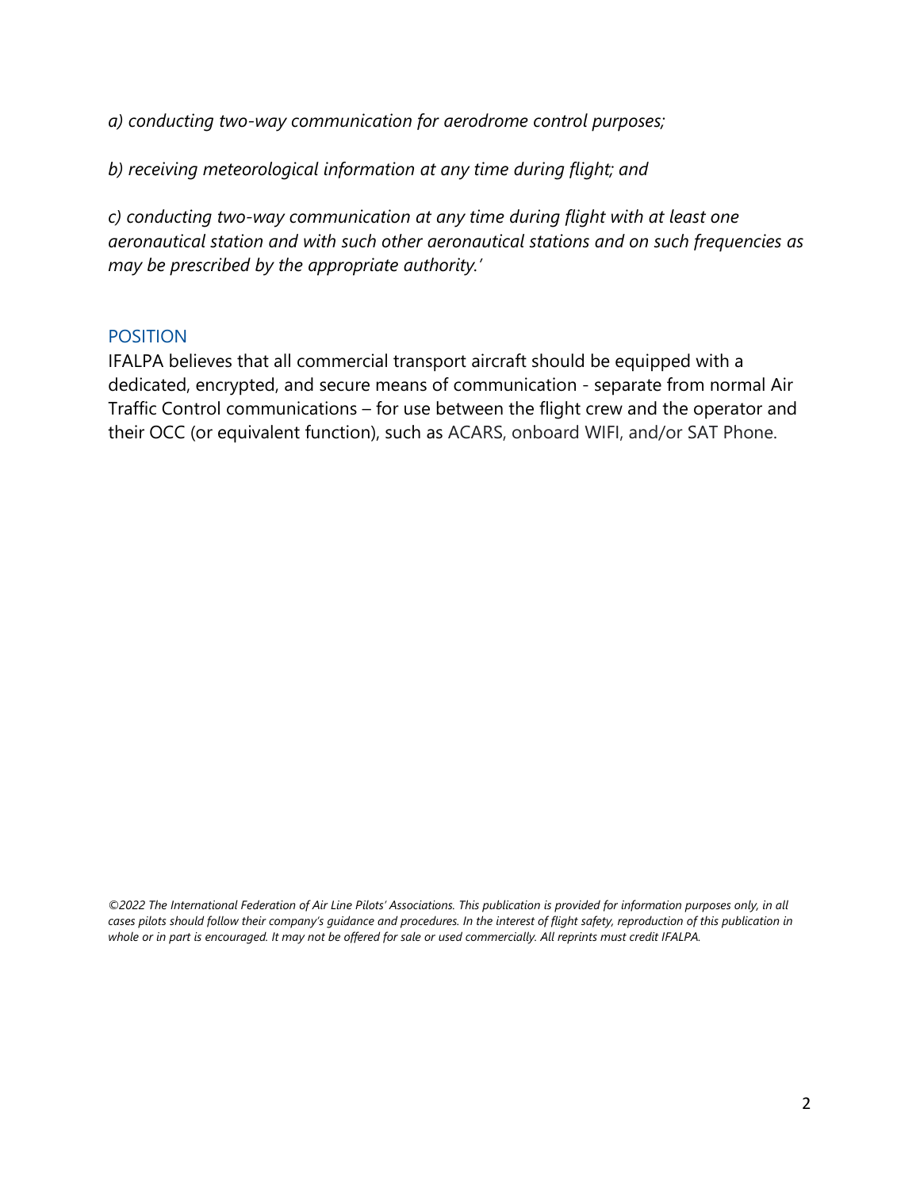*a) conducting two-way communication for aerodrome control purposes;*

*b) receiving meteorological information at any time during flight; and*

*c) conducting two-way communication at any time during flight with at least one aeronautical station and with such other aeronautical stations and on such frequencies as may be prescribed by the appropriate authority.'*

## POSITION

IFALPA believes that all commercial transport aircraft should be equipped with a dedicated, encrypted, and secure means of communication - separate from normal Air Traffic Control communications – for use between the flight crew and the operator and their OCC (or equivalent function), such as ACARS, onboard WIFI, and/or SAT Phone.

*©2022 The International Federation of Air Line Pilots' Associations. This publication is provided for information purposes only, in all cases pilots should follow their company's guidance and procedures. In the interest of flight safety, reproduction of this publication in whole or in part is encouraged. It may not be offered for sale or used commercially. All reprints must credit IFALPA.*